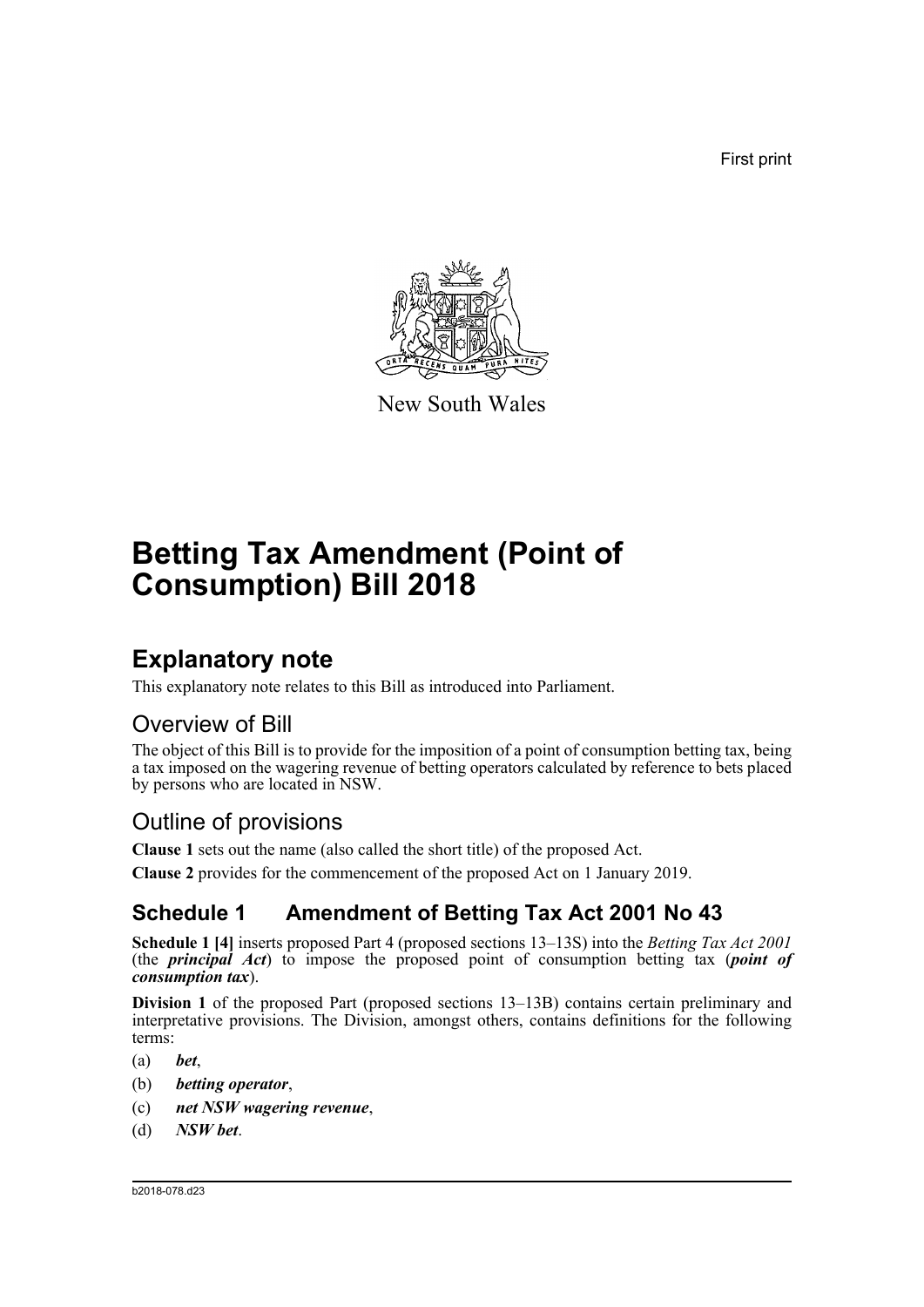First print

New South Wales

# Betting Tax Amendment (Point of Consumption) Bill 2018

## Explanatory note

This explanatory note relates to this Bill as introduced into Parliament.

### Overview of Bill

The object of this Bill is to provide for the imposition of a point of consumption betting tax, being a tax imposed on the wagering revenue of betting operators calculated by reference to bets placed by persons who are located in NSW.

### Outline of provisions

**Clause 1** sets out the name (also called the short title) of the proposed Act.

**Clause 2** provides for the commencement of the proposed Act on 1 January 2019.

### Schedule 1 Amendment of Betting Tax Act 2001 No 43

**Schedule 1 [4]** inserts proposed Part 4 (proposed sections 13–13S) into the *Betting Tax Act 2001* (the ***principal Act***) to impose the proposed point of consumption betting tax (***point of consumption tax***).

**Division 1** of the proposed Part (proposed sections 13–13B) contains certain preliminary and interpretative provisions. The Division, amongst others, contains definitions for the following terms:

(a) ***bet***,

(b) ***betting operator***,

(c) ***net NSW wagering revenue***,

(d) ***NSW bet***.

b2018-078.d23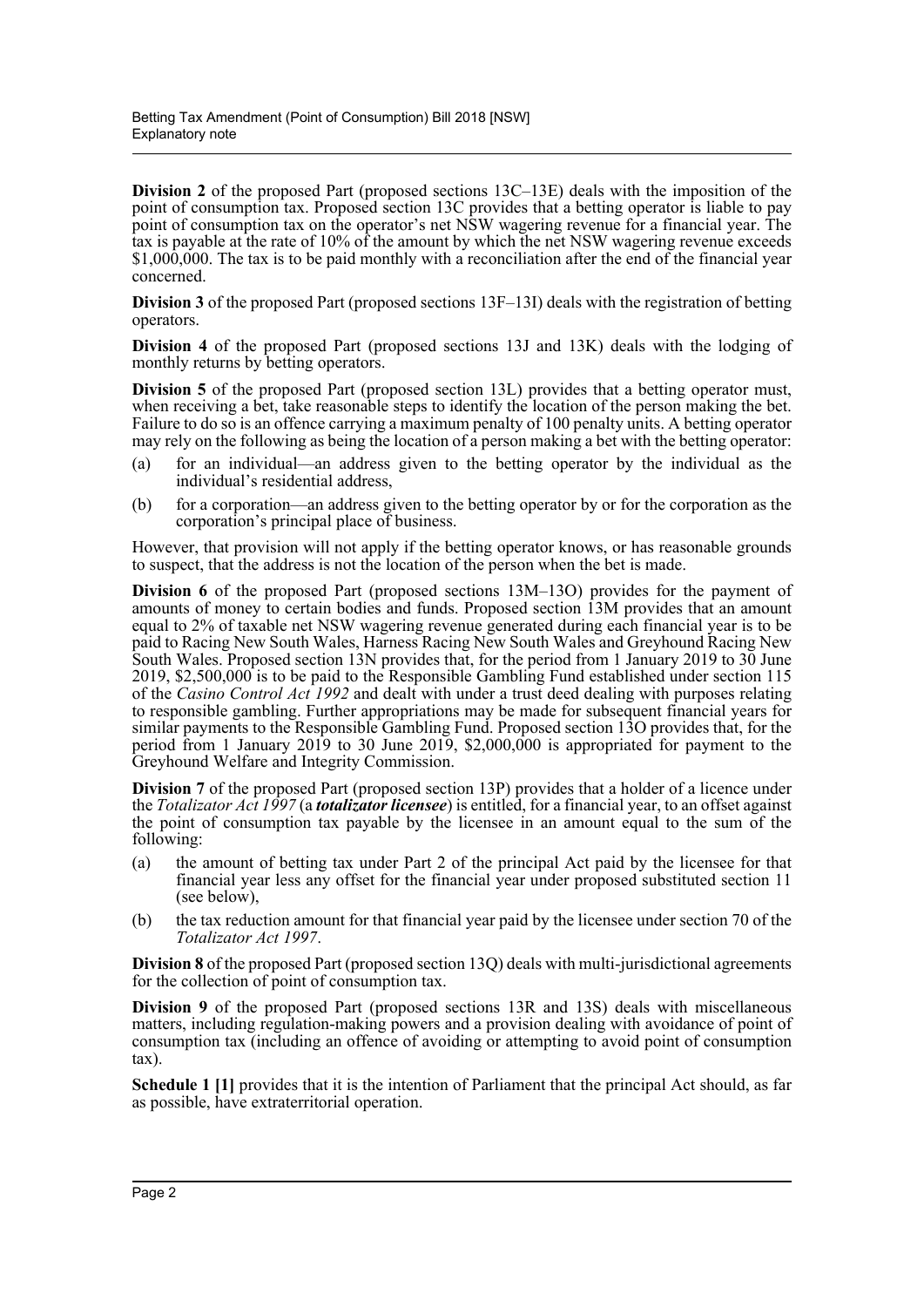**Division 2** of the proposed Part (proposed sections 13C–13E) deals with the imposition of the point of consumption tax. Proposed section 13C provides that a betting operator is liable to pay point of consumption tax on the operator's net NSW wagering revenue for a financial year. The tax is payable at the rate of 10% of the amount by which the net NSW wagering revenue exceeds $1,000,000. The tax is to be paid monthly with a reconciliation after the end of the financial year concerned.

**Division 3** of the proposed Part (proposed sections 13F–13I) deals with the registration of betting operators.

**Division 4** of the proposed Part (proposed sections 13J and 13K) deals with the lodging of monthly returns by betting operators.

**Division 5** of the proposed Part (proposed section 13L) provides that a betting operator must, when receiving a bet, take reasonable steps to identify the location of the person making the bet. Failure to do so is an offence carrying a maximum penalty of 100 penalty units. A betting operator may rely on the following as being the location of a person making a bet with the betting operator:

(a) for an individual—an address given to the betting operator by the individual as the individual's residential address,

(b) for a corporation—an address given to the betting operator by or for the corporation as the corporation's principal place of business.

However, that provision will not apply if the betting operator knows, or has reasonable grounds to suspect, that the address is not the location of the person when the bet is made.

**Division 6** of the proposed Part (proposed sections 13M–13O) provides for the payment of amounts of money to certain bodies and funds. Proposed section 13M provides that an amount equal to 2% of taxable net NSW wagering revenue generated during each financial year is to be paid to Racing New South Wales, Harness Racing New South Wales and Greyhound Racing New South Wales. Proposed section 13N provides that, for the period from 1 January 2019 to 30 June 2019, $2,500,000 is to be paid to the Responsible Gambling Fund established under section 115 of the *Casino Control Act 1992* and dealt with under a trust deed dealing with purposes relating to responsible gambling. Further appropriations may be made for subsequent financial years for similar payments to the Responsible Gambling Fund. Proposed section 13O provides that, for the period from 1 January 2019 to 30 June 2019, $2,000,000 is appropriated for payment to the Greyhound Welfare and Integrity Commission.

**Division 7** of the proposed Part (proposed section 13P) provides that a holder of a licence under the *Totalizator Act 1997* (a ***totalizator licensee***) is entitled, for a financial year, to an offset against the point of consumption tax payable by the licensee in an amount equal to the sum of the following:

(a) the amount of betting tax under Part 2 of the principal Act paid by the licensee for that financial year less any offset for the financial year under proposed substituted section 11 (see below),

(b) the tax reduction amount for that financial year paid by the licensee under section 70 of the *Totalizator Act 1997*.

**Division 8** of the proposed Part (proposed section 13Q) deals with multi-jurisdictional agreements for the collection of point of consumption tax.

**Division 9** of the proposed Part (proposed sections 13R and 13S) deals with miscellaneous matters, including regulation-making powers and a provision dealing with avoidance of point of consumption tax (including an offence of avoiding or attempting to avoid point of consumption tax).

**Schedule 1 [1]** provides that it is the intention of Parliament that the principal Act should, as far as possible, have extraterritorial operation.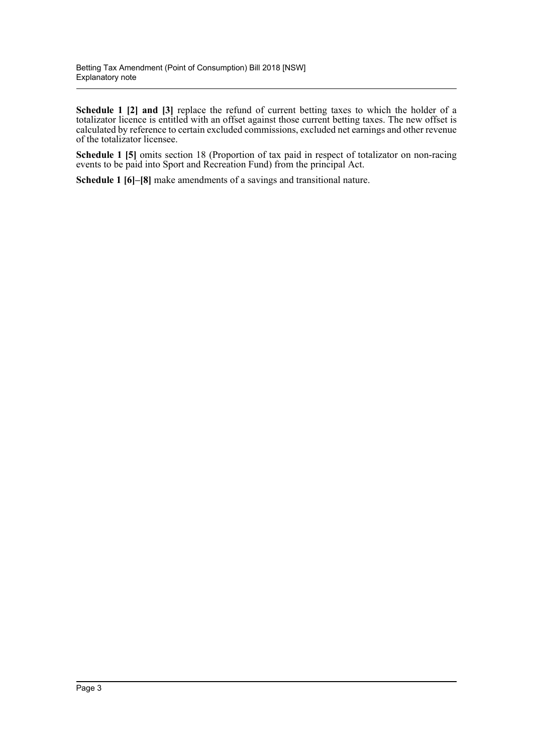**Schedule 1 [2] and [3]** replace the refund of current betting taxes to which the holder of a totalizator licence is entitled with an offset against those current betting taxes. The new offset is calculated by reference to certain excluded commissions, excluded net earnings and other revenue of the totalizator licensee.

**Schedule 1 [5]** omits section 18 (Proportion of tax paid in respect of totalizator on non-racing events to be paid into Sport and Recreation Fund) from the principal Act.

**Schedule 1 [6]–[8]** make amendments of a savings and transitional nature.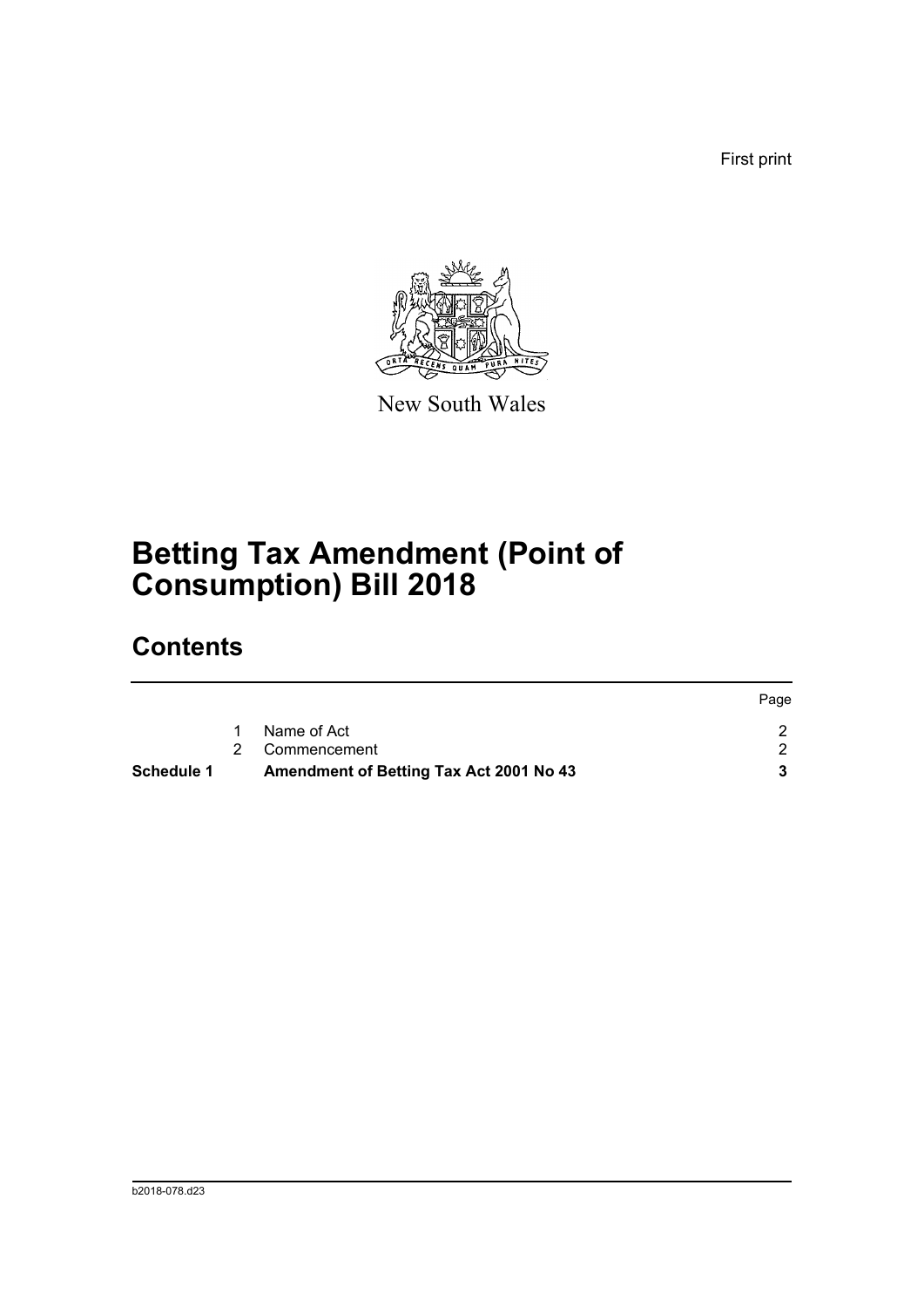First print

New South Wales

# Betting Tax Amendment (Point of Consumption) Bill 2018

## Contents

| | | | Page |
|---|---|---|---|
| | 1 | Name of Act | 2 |
| | 2 | Commencement | 2 |
| **Schedule 1** | | **Amendment of Betting Tax Act 2001 No 43** | **3** |

b2018-078.d23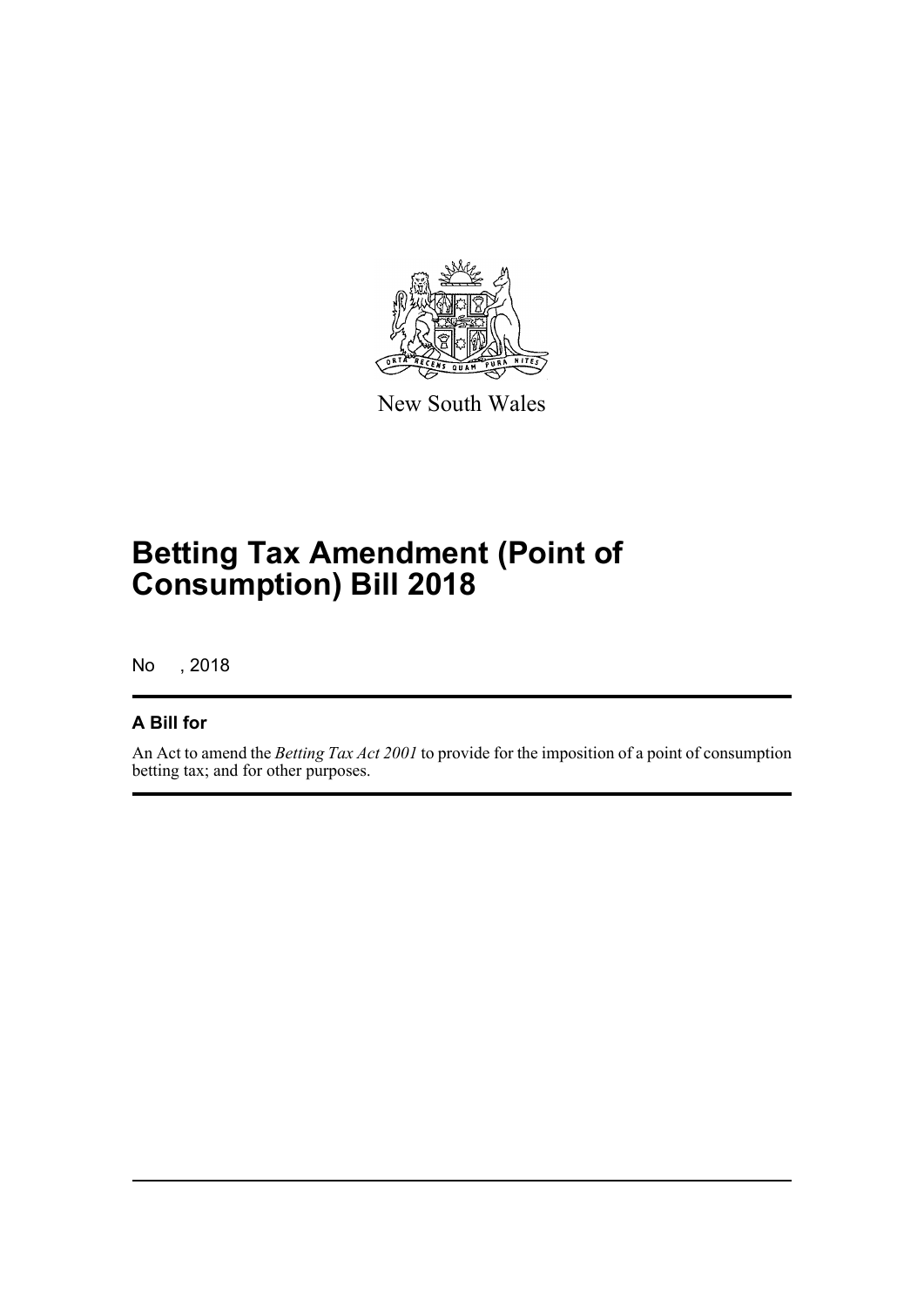New South Wales

# Betting Tax Amendment (Point of Consumption) Bill 2018

No , 2018

## A Bill for

An Act to amend the *Betting Tax Act 2001* to provide for the imposition of a point of consumption betting tax; and for other purposes.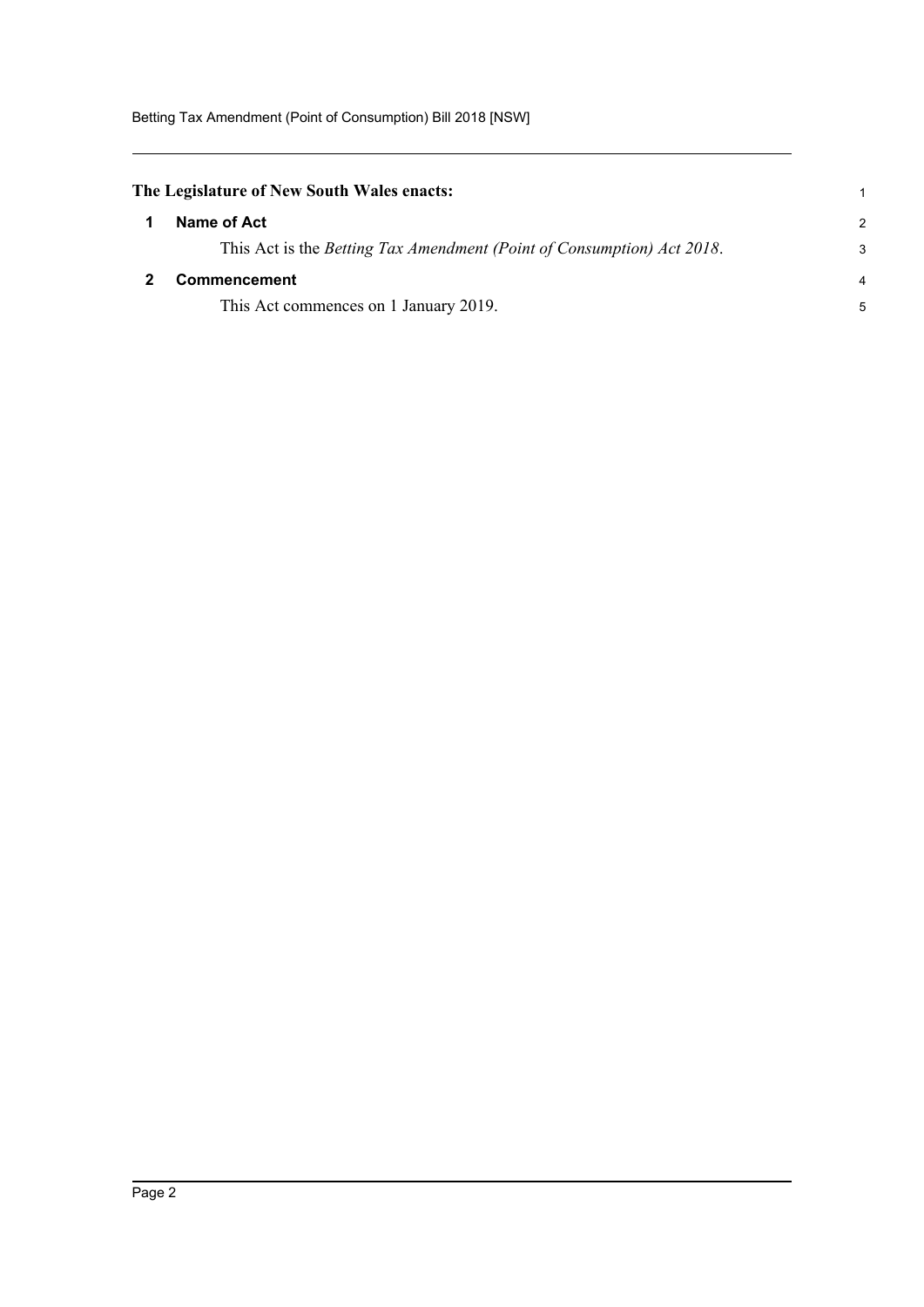**The Legislature of New South Wales enacts:**

## 1 Name of Act

This Act is the *Betting Tax Amendment (Point of Consumption) Act 2018*.

## 2 Commencement

This Act commences on 1 January 2019.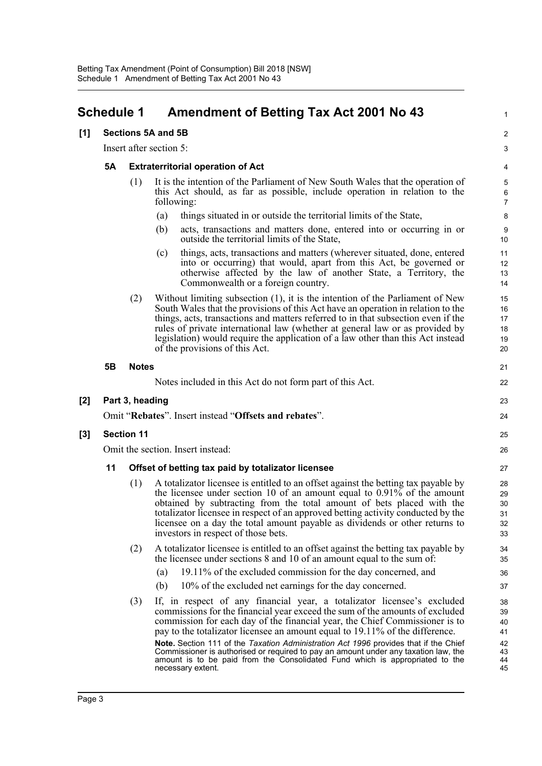# Schedule 1 Amendment of Betting Tax Act 2001 No 43

**[1] Sections 5A and 5B**

Insert after section 5:

### 5A Extraterritorial operation of Act

(1) It is the intention of the Parliament of New South Wales that the operation of this Act should, as far as possible, include operation in relation to the following:

(a) things situated in or outside the territorial limits of the State,

(b) acts, transactions and matters done, entered into or occurring in or outside the territorial limits of the State,

(c) things, acts, transactions and matters (wherever situated, done, entered into or occurring) that would, apart from this Act, be governed or otherwise affected by the law of another State, a Territory, the Commonwealth or a foreign country.

(2) Without limiting subsection (1), it is the intention of the Parliament of New South Wales that the provisions of this Act have an operation in relation to the things, acts, transactions and matters referred to in that subsection even if the rules of private international law (whether at general law or as provided by legislation) would require the application of a law other than this Act instead of the provisions of this Act.

### 5B Notes

Notes included in this Act do not form part of this Act.

**[2] Part 3, heading**

Omit "**Rebates**". Insert instead "**Offsets and rebates**".

**[3] Section 11**

Omit the section. Insert instead:

### 11 Offset of betting tax paid by totalizator licensee

(1) A totalizator licensee is entitled to an offset against the betting tax payable by the licensee under section 10 of an amount equal to 0.91% of the amount obtained by subtracting from the total amount of bets placed with the totalizator licensee in respect of an approved betting activity conducted by the licensee on a day the total amount payable as dividends or other returns to investors in respect of those bets.

(2) A totalizator licensee is entitled to an offset against the betting tax payable by the licensee under sections 8 and 10 of an amount equal to the sum of:

(a) 19.11% of the excluded commission for the day concerned, and

(b) 10% of the excluded net earnings for the day concerned.

(3) If, in respect of any financial year, a totalizator licensee's excluded commissions for the financial year exceed the sum of the amounts of excluded commission for each day of the financial year, the Chief Commissioner is to pay to the totalizator licensee an amount equal to 19.11% of the difference.

**Note.** Section 111 of the *Taxation Administration Act 1996* provides that if the Chief Commissioner is authorised or required to pay an amount under any taxation law, the amount is to be paid from the Consolidated Fund which is appropriated to the necessary extent.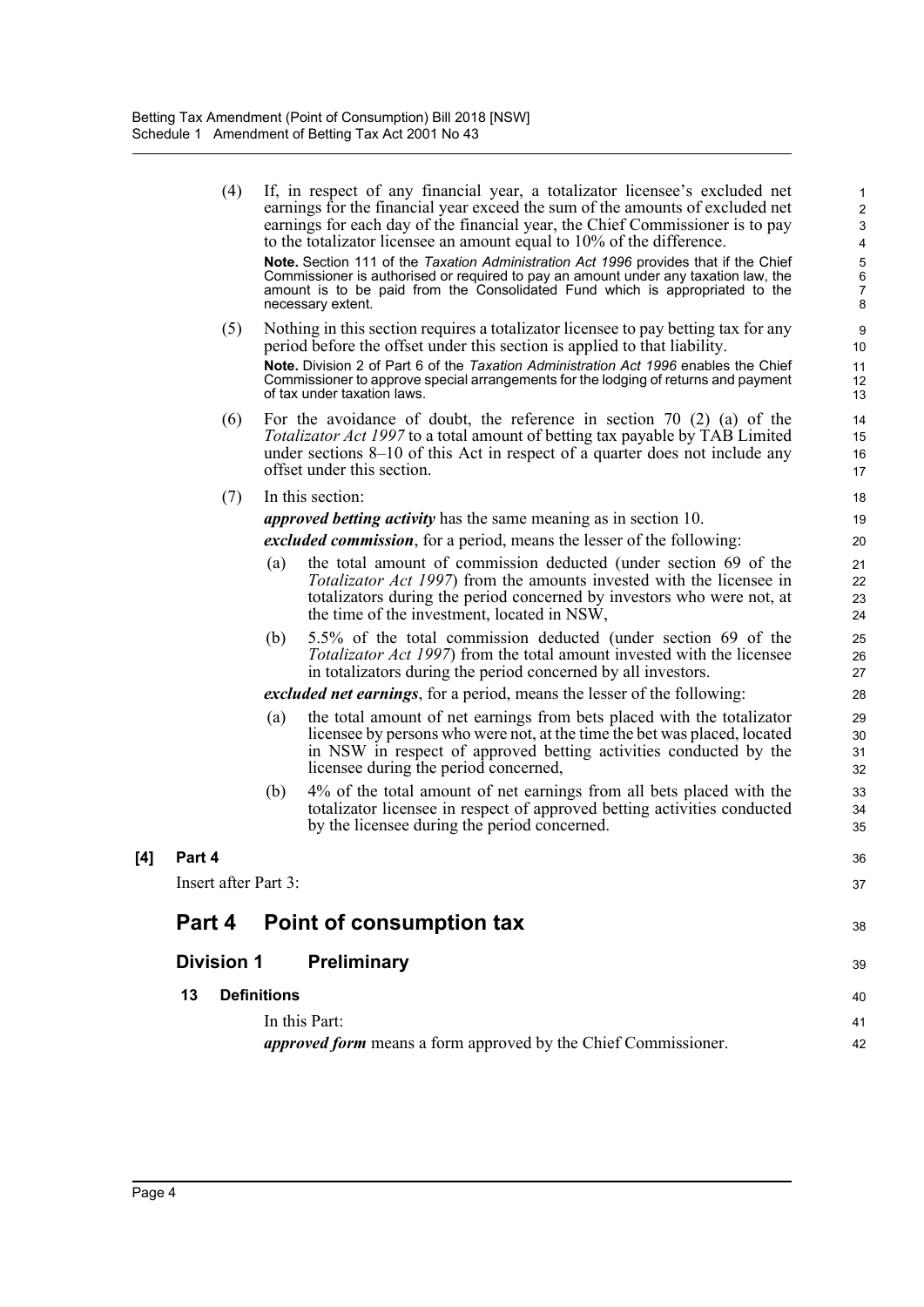(4) If, in respect of any financial year, a totalizator licensee's excluded net earnings for the financial year exceed the sum of the amounts of excluded net earnings for each day of the financial year, the Chief Commissioner is to pay to the totalizator licensee an amount equal to 10% of the difference.

**Note.** Section 111 of the *Taxation Administration Act 1996* provides that if the Chief Commissioner is authorised or required to pay an amount under any taxation law, the amount is to be paid from the Consolidated Fund which is appropriated to the necessary extent.

(5) Nothing in this section requires a totalizator licensee to pay betting tax for any period before the offset under this section is applied to that liability.

**Note.** Division 2 of Part 6 of the *Taxation Administration Act 1996* enables the Chief Commissioner to approve special arrangements for the lodging of returns and payment of tax under taxation laws.

(6) For the avoidance of doubt, the reference in section 70 (2) (a) of the *Totalizator Act 1997* to a total amount of betting tax payable by TAB Limited under sections 8–10 of this Act in respect of a quarter does not include any offset under this section.

(7) In this section:

***approved betting activity*** has the same meaning as in section 10.

***excluded commission***, for a period, means the lesser of the following:

(a) the total amount of commission deducted (under section 69 of the *Totalizator Act 1997*) from the amounts invested with the licensee in totalizators during the period concerned by investors who were not, at the time of the investment, located in NSW,

(b) 5.5% of the total commission deducted (under section 69 of the *Totalizator Act 1997*) from the total amount invested with the licensee in totalizators during the period concerned by all investors.

***excluded net earnings***, for a period, means the lesser of the following:

(a) the total amount of net earnings from bets placed with the totalizator licensee by persons who were not, at the time the bet was placed, located in NSW in respect of approved betting activities conducted by the licensee during the period concerned,

(b) 4% of the total amount of net earnings from all bets placed with the totalizator licensee in respect of approved betting activities conducted by the licensee during the period concerned.

**[4] Part 4**

Insert after Part 3:

## Part 4 Point of consumption tax

### Division 1 Preliminary

#### 13 Definitions

In this Part:

***approved form*** means a form approved by the Chief Commissioner.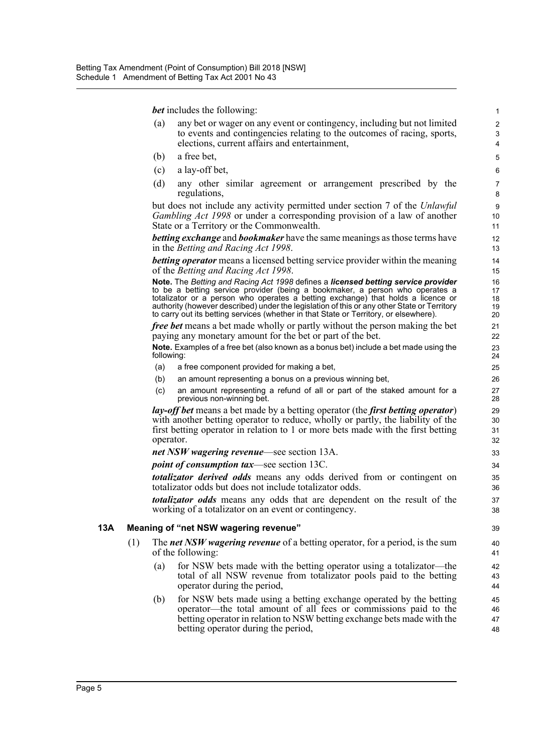***bet*** includes the following:

(a) any bet or wager on any event or contingency, including but not limited to events and contingencies relating to the outcomes of racing, sports, elections, current affairs and entertainment,

(b) a free bet,

(c) a lay-off bet,

(d) any other similar agreement or arrangement prescribed by the regulations,

but does not include any activity permitted under section 7 of the *Unlawful Gambling Act 1998* or under a corresponding provision of a law of another State or a Territory or the Commonwealth.

***betting exchange*** and ***bookmaker*** have the same meanings as those terms have in the *Betting and Racing Act 1998*.

***betting operator*** means a licensed betting service provider within the meaning of the *Betting and Racing Act 1998*.

**Note.** The *Betting and Racing Act 1998* defines a ***licensed betting service provider*** to be a betting service provider (being a bookmaker, a person who operates a totalizator or a person who operates a betting exchange) that holds a licence or authority (however described) under the legislation of this or any other State or Territory to carry out its betting services (whether in that State or Territory, or elsewhere).

***free bet*** means a bet made wholly or partly without the person making the bet paying any monetary amount for the bet or part of the bet.

**Note.** Examples of a free bet (also known as a bonus bet) include a bet made using the following:

(a) a free component provided for making a bet,

(b) an amount representing a bonus on a previous winning bet,

(c) an amount representing a refund of all or part of the staked amount for a previous non-winning bet.

***lay-off bet*** means a bet made by a betting operator (the ***first betting operator***) with another betting operator to reduce, wholly or partly, the liability of the first betting operator in relation to 1 or more bets made with the first betting operator.

***net NSW wagering revenue***—see section 13A.

***point of consumption tax***—see section 13C.

***totalizator derived odds*** means any odds derived from or contingent on totalizator odds but does not include totalizator odds.

***totalizator odds*** means any odds that are dependent on the result of the working of a totalizator on an event or contingency.

### 13A Meaning of "net NSW wagering revenue"

(1) The ***net NSW wagering revenue*** of a betting operator, for a period, is the sum of the following:

(a) for NSW bets made with the betting operator using a totalizator—the total of all NSW revenue from totalizator pools paid to the betting operator during the period,

(b) for NSW bets made using a betting exchange operated by the betting operator—the total amount of all fees or commissions paid to the betting operator in relation to NSW betting exchange bets made with the betting operator during the period,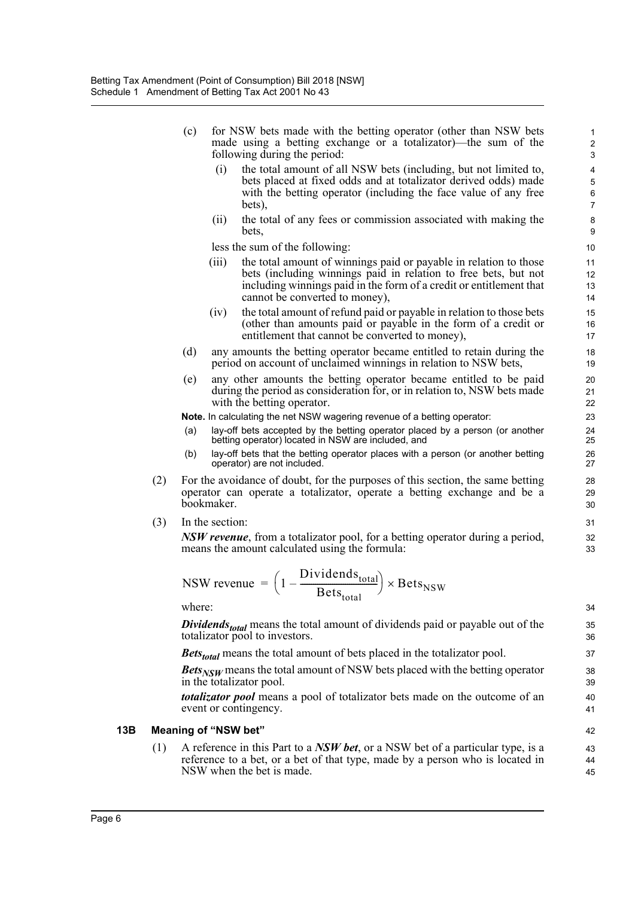(c) for NSW bets made with the betting operator (other than NSW bets made using a betting exchange or a totalizator)—the sum of the following during the period:

  (i) the total amount of all NSW bets (including, but not limited to, bets placed at fixed odds and at totalizator derived odds) made with the betting operator (including the face value of any free bets),

  (ii) the total of any fees or commission associated with making the bets,

  less the sum of the following:

  (iii) the total amount of winnings paid or payable in relation to those bets (including winnings paid in relation to free bets, but not including winnings paid in the form of a credit or entitlement that cannot be converted to money),

  (iv) the total amount of refund paid or payable in relation to those bets (other than amounts paid or payable in the form of a credit or entitlement that cannot be converted to money),

(d) any amounts the betting operator became entitled to retain during the period on account of unclaimed winnings in relation to NSW bets,

(e) any other amounts the betting operator became entitled to be paid during the period as consideration for, or in relation to, NSW bets made with the betting operator.

**Note.** In calculating the net NSW wagering revenue of a betting operator:

(a) lay-off bets accepted by the betting operator placed by a person (or another betting operator) located in NSW are included, and

(b) lay-off bets that the betting operator places with a person (or another betting operator) are not included.

(2) For the avoidance of doubt, for the purposes of this section, the same betting operator can operate a totalizator, operate a betting exchange and be a bookmaker.

(3) In the section:

***NSW revenue***, from a totalizator pool, for a betting operator during a period, means the amount calculated using the formula:

$$\text{NSW revenue} = \left(1 - \frac{\text{Dividends}_{\text{total}}}{\text{Bets}_{\text{total}}}\right) \times \text{Bets}_{\text{NSW}}$$

where:

***$Dividends_{total}$*** means the total amount of dividends paid or payable out of the totalizator pool to investors.

***$Bets_{total}$*** means the total amount of bets placed in the totalizator pool.

***$Bets_{NSW}$*** means the total amount of NSW bets placed with the betting operator in the totalizator pool.

***totalizator pool*** means a pool of totalizator bets made on the outcome of an event or contingency.

### 13B Meaning of "NSW bet"

(1) A reference in this Part to a ***NSW bet***, or a NSW bet of a particular type, is a reference to a bet, or a bet of that type, made by a person who is located in NSW when the bet is made.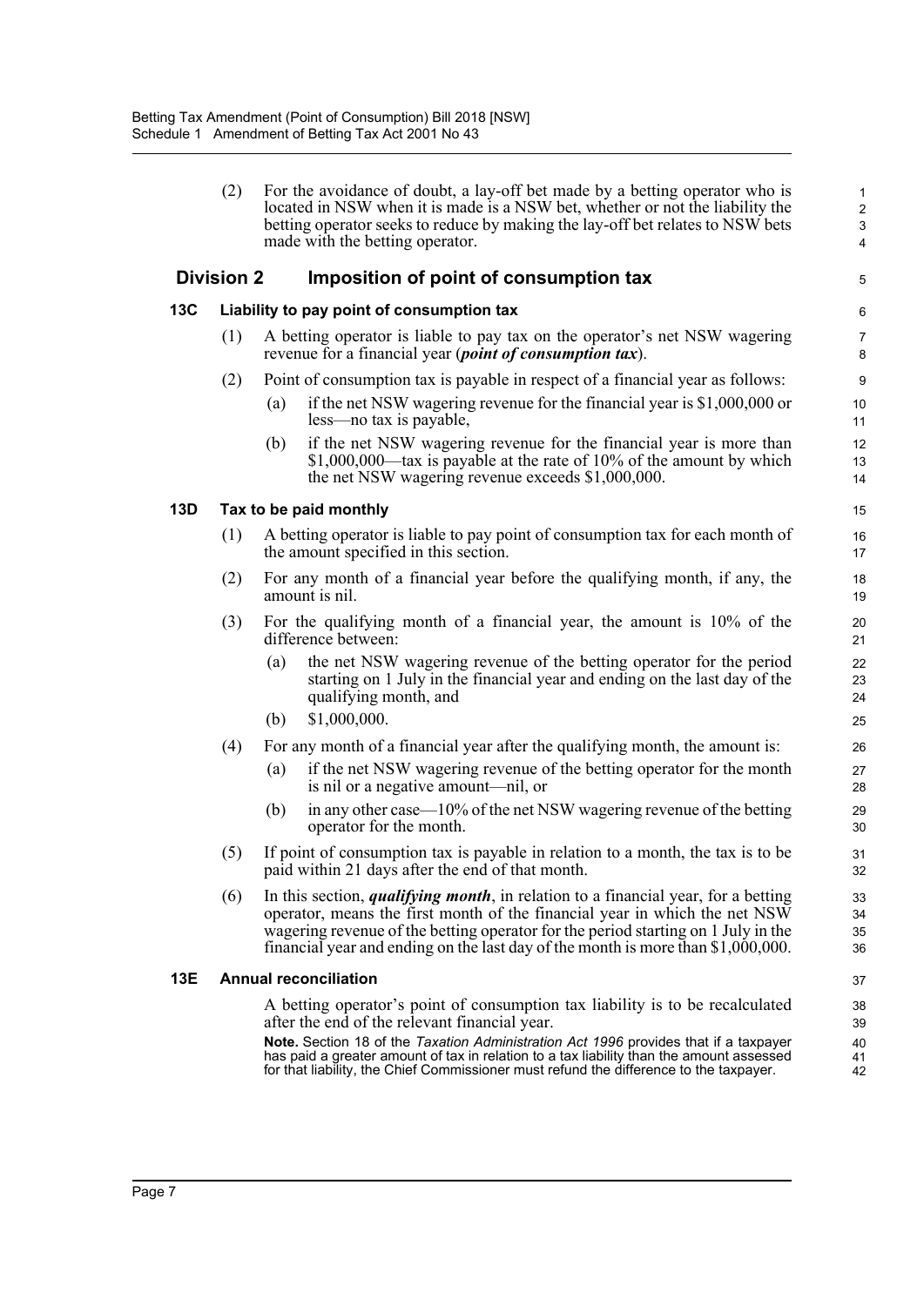(2) For the avoidance of doubt, a lay-off bet made by a betting operator who is located in NSW when it is made is a NSW bet, whether or not the liability the betting operator seeks to reduce by making the lay-off bet relates to NSW bets made with the betting operator.

## Division 2 Imposition of point of consumption tax

### 13C Liability to pay point of consumption tax

(1) A betting operator is liable to pay tax on the operator's net NSW wagering revenue for a financial year (***point of consumption tax***).

(2) Point of consumption tax is payable in respect of a financial year as follows:

- (a) if the net NSW wagering revenue for the financial year is $1,000,000 or less—no tax is payable,
- (b) if the net NSW wagering revenue for the financial year is more than $1,000,000—tax is payable at the rate of 10% of the amount by which the net NSW wagering revenue exceeds $1,000,000.

### 13D Tax to be paid monthly

(1) A betting operator is liable to pay point of consumption tax for each month of the amount specified in this section.

(2) For any month of a financial year before the qualifying month, if any, the amount is nil.

(3) For the qualifying month of a financial year, the amount is 10% of the difference between:

- (a) the net NSW wagering revenue of the betting operator for the period starting on 1 July in the financial year and ending on the last day of the qualifying month, and
- (b) $1,000,000.

(4) For any month of a financial year after the qualifying month, the amount is:

- (a) if the net NSW wagering revenue of the betting operator for the month is nil or a negative amount—nil, or
- (b) in any other case—10% of the net NSW wagering revenue of the betting operator for the month.

(5) If point of consumption tax is payable in relation to a month, the tax is to be paid within 21 days after the end of that month.

(6) In this section, ***qualifying month***, in relation to a financial year, for a betting operator, means the first month of the financial year in which the net NSW wagering revenue of the betting operator for the period starting on 1 July in the financial year and ending on the last day of the month is more than $1,000,000.

### 13E Annual reconciliation

A betting operator's point of consumption tax liability is to be recalculated after the end of the relevant financial year.

**Note.** Section 18 of the *Taxation Administration Act 1996* provides that if a taxpayer has paid a greater amount of tax in relation to a tax liability than the amount assessed for that liability, the Chief Commissioner must refund the difference to the taxpayer.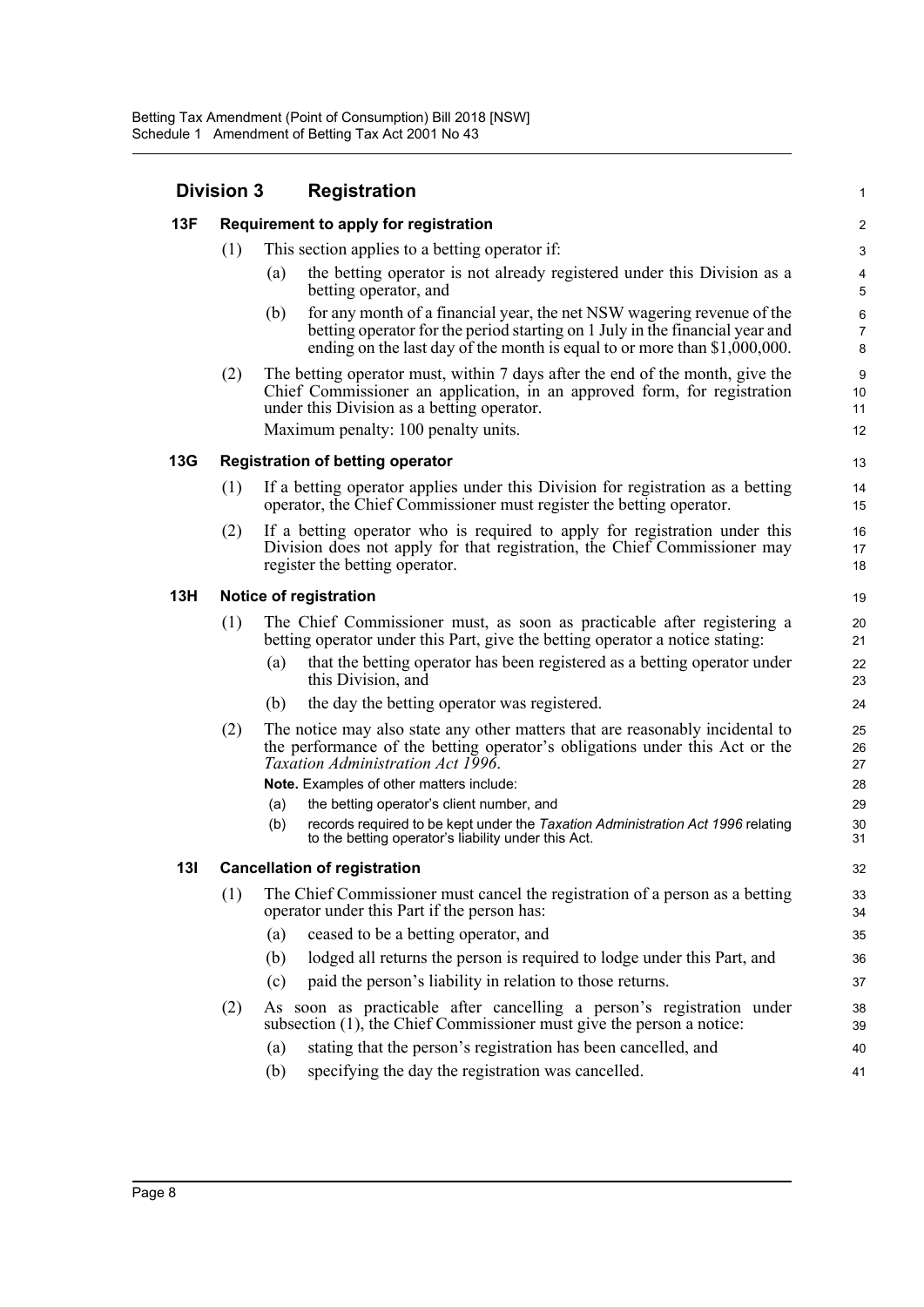## Division 3 Registration

### 13F Requirement to apply for registration

(1) This section applies to a betting operator if:

(a) the betting operator is not already registered under this Division as a betting operator, and

(b) for any month of a financial year, the net NSW wagering revenue of the betting operator for the period starting on 1 July in the financial year and ending on the last day of the month is equal to or more than $1,000,000.

(2) The betting operator must, within 7 days after the end of the month, give the Chief Commissioner an application, in an approved form, for registration under this Division as a betting operator.

Maximum penalty: 100 penalty units.

### 13G Registration of betting operator

(1) If a betting operator applies under this Division for registration as a betting operator, the Chief Commissioner must register the betting operator.

(2) If a betting operator who is required to apply for registration under this Division does not apply for that registration, the Chief Commissioner may register the betting operator.

### 13H Notice of registration

(1) The Chief Commissioner must, as soon as practicable after registering a betting operator under this Part, give the betting operator a notice stating:

(a) that the betting operator has been registered as a betting operator under this Division, and

(b) the day the betting operator was registered.

(2) The notice may also state any other matters that are reasonably incidental to the performance of the betting operator's obligations under this Act or the *Taxation Administration Act 1996*.

**Note.** Examples of other matters include:

(a) the betting operator's client number, and

(b) records required to be kept under the *Taxation Administration Act 1996* relating to the betting operator's liability under this Act.

### 13I Cancellation of registration

(1) The Chief Commissioner must cancel the registration of a person as a betting operator under this Part if the person has:

(a) ceased to be a betting operator, and

(b) lodged all returns the person is required to lodge under this Part, and

(c) paid the person's liability in relation to those returns.

(2) As soon as practicable after cancelling a person's registration under subsection (1), the Chief Commissioner must give the person a notice:

(a) stating that the person's registration has been cancelled, and

(b) specifying the day the registration was cancelled.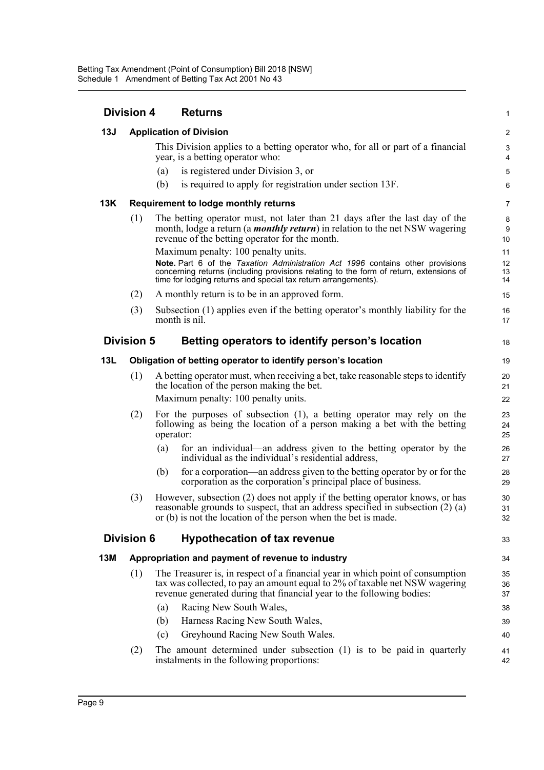## Division 4 Returns

### 13J Application of Division

This Division applies to a betting operator who, for all or part of a financial year, is a betting operator who:

(a) is registered under Division 3, or

(b) is required to apply for registration under section 13F.

### 13K Requirement to lodge monthly returns

(1) The betting operator must, not later than 21 days after the last day of the month, lodge a return (a ***monthly return***) in relation to the net NSW wagering revenue of the betting operator for the month.

Maximum penalty: 100 penalty units.

**Note.** Part 6 of the *Taxation Administration Act 1996* contains other provisions concerning returns (including provisions relating to the form of return, extensions of time for lodging returns and special tax return arrangements).

(2) A monthly return is to be in an approved form.

(3) Subsection (1) applies even if the betting operator's monthly liability for the month is nil.

## Division 5 Betting operators to identify person's location

### 13L Obligation of betting operator to identify person's location

(1) A betting operator must, when receiving a bet, take reasonable steps to identify the location of the person making the bet.

Maximum penalty: 100 penalty units.

(2) For the purposes of subsection (1), a betting operator may rely on the following as being the location of a person making a bet with the betting operator:

(a) for an individual—an address given to the betting operator by the individual as the individual's residential address,

(b) for a corporation—an address given to the betting operator by or for the corporation as the corporation's principal place of business.

(3) However, subsection (2) does not apply if the betting operator knows, or has reasonable grounds to suspect, that an address specified in subsection (2) (a) or (b) is not the location of the person when the bet is made.

## Division 6 Hypothecation of tax revenue

### 13M Appropriation and payment of revenue to industry

(1) The Treasurer is, in respect of a financial year in which point of consumption tax was collected, to pay an amount equal to 2% of taxable net NSW wagering revenue generated during that financial year to the following bodies:

(a) Racing New South Wales,

(b) Harness Racing New South Wales,

(c) Greyhound Racing New South Wales.

(2) The amount determined under subsection (1) is to be paid in quarterly instalments in the following proportions: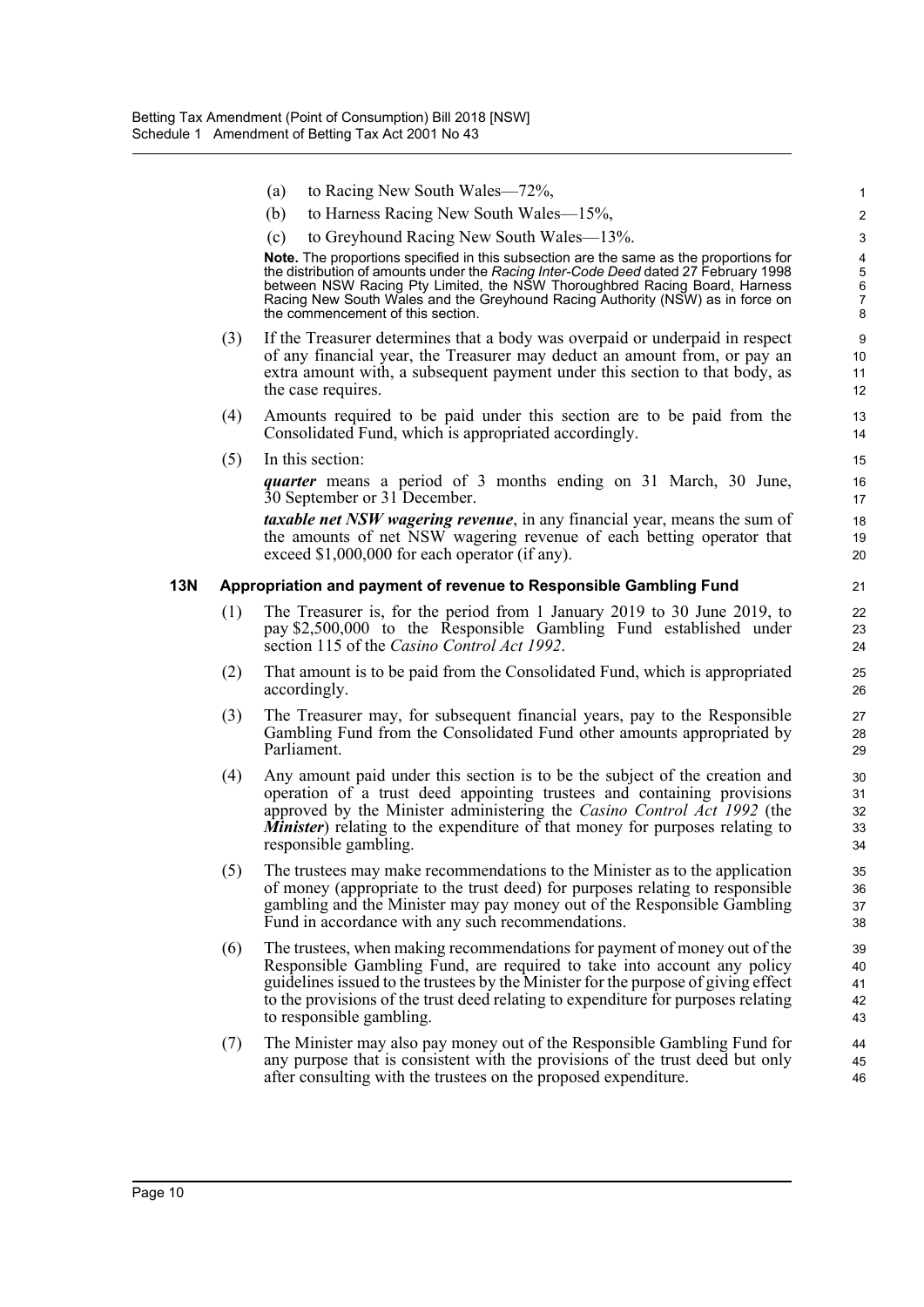(a) to Racing New South Wales—72%,

(b) to Harness Racing New South Wales—15%,

(c) to Greyhound Racing New South Wales—13%.

**Note.** The proportions specified in this subsection are the same as the proportions for the distribution of amounts under the *Racing Inter-Code Deed* dated 27 February 1998 between NSW Racing Pty Limited, the NSW Thoroughbred Racing Board, Harness Racing New South Wales and the Greyhound Racing Authority (NSW) as in force on the commencement of this section.

(3) If the Treasurer determines that a body was overpaid or underpaid in respect of any financial year, the Treasurer may deduct an amount from, or pay an extra amount with, a subsequent payment under this section to that body, as the case requires.

(4) Amounts required to be paid under this section are to be paid from the Consolidated Fund, which is appropriated accordingly.

(5) In this section:

***quarter*** means a period of 3 months ending on 31 March, 30 June, 30 September or 31 December.

***taxable net NSW wagering revenue***, in any financial year, means the sum of the amounts of net NSW wagering revenue of each betting operator that exceed $1,000,000 for each operator (if any).

**13N Appropriation and payment of revenue to Responsible Gambling Fund**

(1) The Treasurer is, for the period from 1 January 2019 to 30 June 2019, to pay $2,500,000 to the Responsible Gambling Fund established under section 115 of the *Casino Control Act 1992*.

(2) That amount is to be paid from the Consolidated Fund, which is appropriated accordingly.

(3) The Treasurer may, for subsequent financial years, pay to the Responsible Gambling Fund from the Consolidated Fund other amounts appropriated by Parliament.

(4) Any amount paid under this section is to be the subject of the creation and operation of a trust deed appointing trustees and containing provisions approved by the Minister administering the *Casino Control Act 1992* (the ***Minister***) relating to the expenditure of that money for purposes relating to responsible gambling.

(5) The trustees may make recommendations to the Minister as to the application of money (appropriate to the trust deed) for purposes relating to responsible gambling and the Minister may pay money out of the Responsible Gambling Fund in accordance with any such recommendations.

(6) The trustees, when making recommendations for payment of money out of the Responsible Gambling Fund, are required to take into account any policy guidelines issued to the trustees by the Minister for the purpose of giving effect to the provisions of the trust deed relating to expenditure for purposes relating to responsible gambling.

(7) The Minister may also pay money out of the Responsible Gambling Fund for any purpose that is consistent with the provisions of the trust deed but only after consulting with the trustees on the proposed expenditure.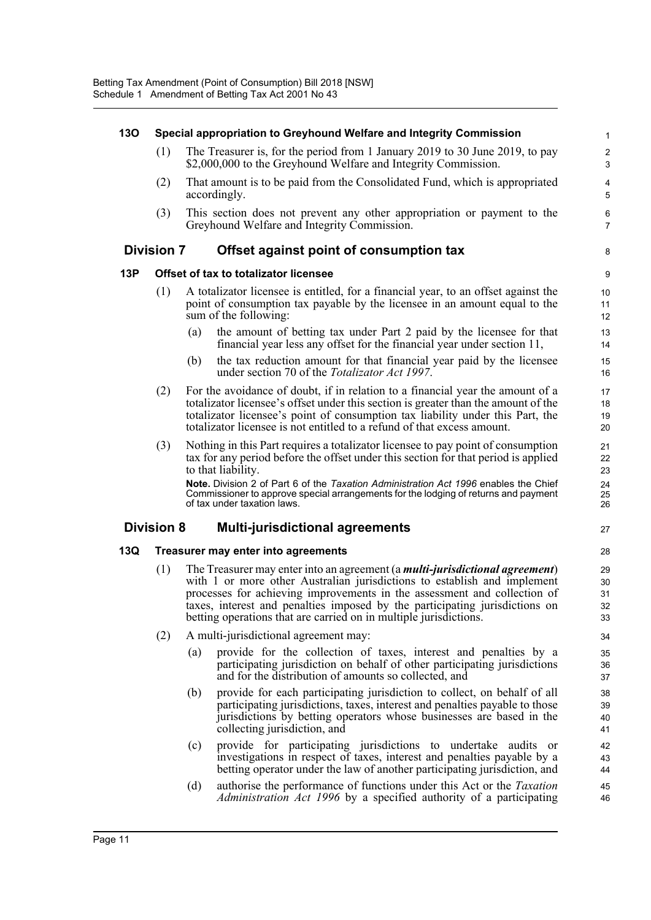**13O Special appropriation to Greyhound Welfare and Integrity Commission**

(1) The Treasurer is, for the period from 1 January 2019 to 30 June 2019, to pay $2,000,000 to the Greyhound Welfare and Integrity Commission.

(2) That amount is to be paid from the Consolidated Fund, which is appropriated accordingly.

(3) This section does not prevent any other appropriation or payment to the Greyhound Welfare and Integrity Commission.

## Division 7 Offset against point of consumption tax

**13P Offset of tax to totalizator licensee**

(1) A totalizator licensee is entitled, for a financial year, to an offset against the point of consumption tax payable by the licensee in an amount equal to the sum of the following:

(a) the amount of betting tax under Part 2 paid by the licensee for that financial year less any offset for the financial year under section 11,

(b) the tax reduction amount for that financial year paid by the licensee under section 70 of the *Totalizator Act 1997*.

(2) For the avoidance of doubt, if in relation to a financial year the amount of a totalizator licensee's offset under this section is greater than the amount of the totalizator licensee's point of consumption tax liability under this Part, the totalizator licensee is not entitled to a refund of that excess amount.

(3) Nothing in this Part requires a totalizator licensee to pay point of consumption tax for any period before the offset under this section for that period is applied to that liability.

**Note.** Division 2 of Part 6 of the *Taxation Administration Act 1996* enables the Chief Commissioner to approve special arrangements for the lodging of returns and payment of tax under taxation laws.

## Division 8 Multi-jurisdictional agreements

**13Q Treasurer may enter into agreements**

(1) The Treasurer may enter into an agreement (a ***multi-jurisdictional agreement***) with 1 or more other Australian jurisdictions to establish and implement processes for achieving improvements in the assessment and collection of taxes, interest and penalties imposed by the participating jurisdictions on betting operations that are carried on in multiple jurisdictions.

(2) A multi-jurisdictional agreement may:

(a) provide for the collection of taxes, interest and penalties by a participating jurisdiction on behalf of other participating jurisdictions and for the distribution of amounts so collected, and

(b) provide for each participating jurisdiction to collect, on behalf of all participating jurisdictions, taxes, interest and penalties payable to those jurisdictions by betting operators whose businesses are based in the collecting jurisdiction, and

(c) provide for participating jurisdictions to undertake audits or investigations in respect of taxes, interest and penalties payable by a betting operator under the law of another participating jurisdiction, and

(d) authorise the performance of functions under this Act or the *Taxation Administration Act 1996* by a specified authority of a participating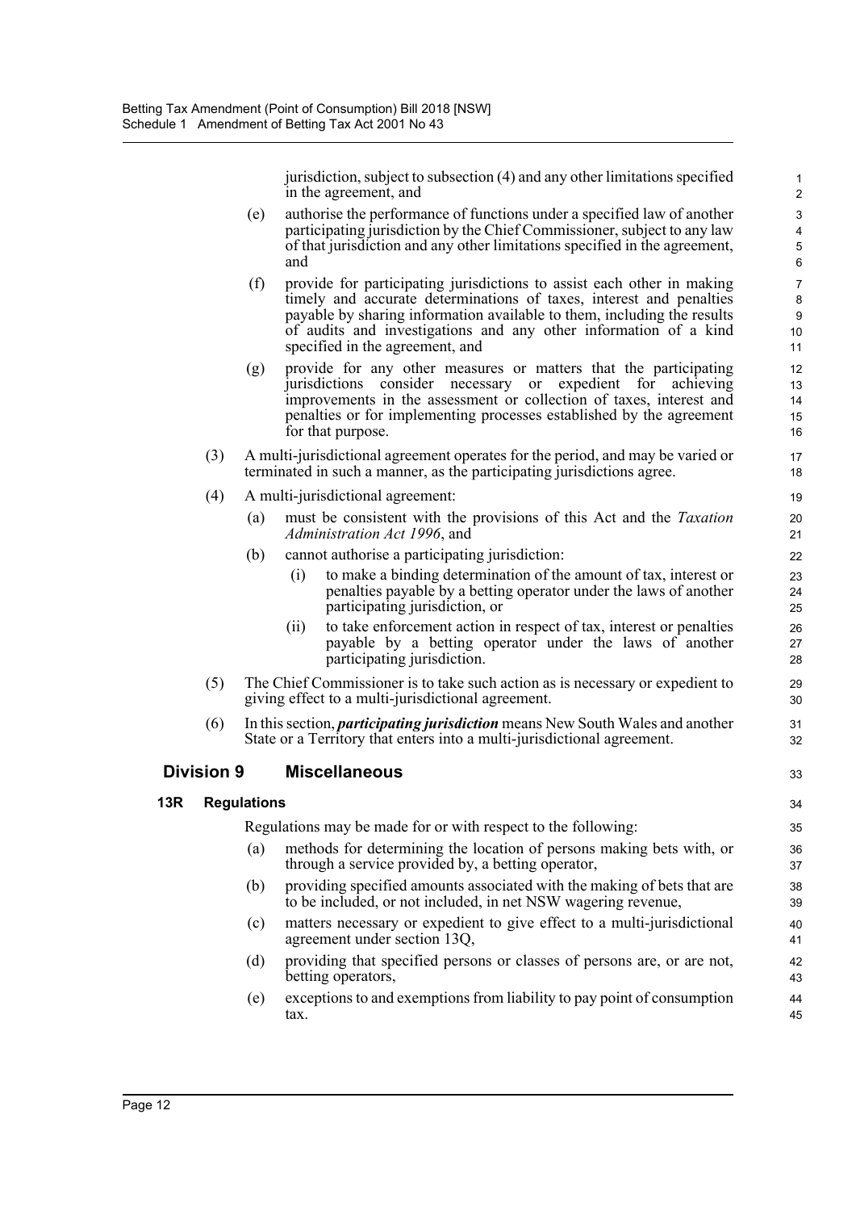jurisdiction, subject to subsection (4) and any other limitations specified in the agreement, and

(e) authorise the performance of functions under a specified law of another participating jurisdiction by the Chief Commissioner, subject to any law of that jurisdiction and any other limitations specified in the agreement, and

(f) provide for participating jurisdictions to assist each other in making timely and accurate determinations of taxes, interest and penalties payable by sharing information available to them, including the results of audits and investigations and any other information of a kind specified in the agreement, and

(g) provide for any other measures or matters that the participating jurisdictions consider necessary or expedient for achieving improvements in the assessment or collection of taxes, interest and penalties or for implementing processes established by the agreement for that purpose.

(3) A multi-jurisdictional agreement operates for the period, and may be varied or terminated in such a manner, as the participating jurisdictions agree.

(4) A multi-jurisdictional agreement:

(a) must be consistent with the provisions of this Act and the *Taxation Administration Act 1996*, and

(b) cannot authorise a participating jurisdiction:

(i) to make a binding determination of the amount of tax, interest or penalties payable by a betting operator under the laws of another participating jurisdiction, or

(ii) to take enforcement action in respect of tax, interest or penalties payable by a betting operator under the laws of another participating jurisdiction.

(5) The Chief Commissioner is to take such action as is necessary or expedient to giving effect to a multi-jurisdictional agreement.

(6) In this section, ***participating jurisdiction*** means New South Wales and another State or a Territory that enters into a multi-jurisdictional agreement.

## Division 9 Miscellaneous

### 13R Regulations

Regulations may be made for or with respect to the following:

(a) methods for determining the location of persons making bets with, or through a service provided by, a betting operator,

(b) providing specified amounts associated with the making of bets that are to be included, or not included, in net NSW wagering revenue,

(c) matters necessary or expedient to give effect to a multi-jurisdictional agreement under section 13Q,

(d) providing that specified persons or classes of persons are, or are not, betting operators,

(e) exceptions to and exemptions from liability to pay point of consumption tax.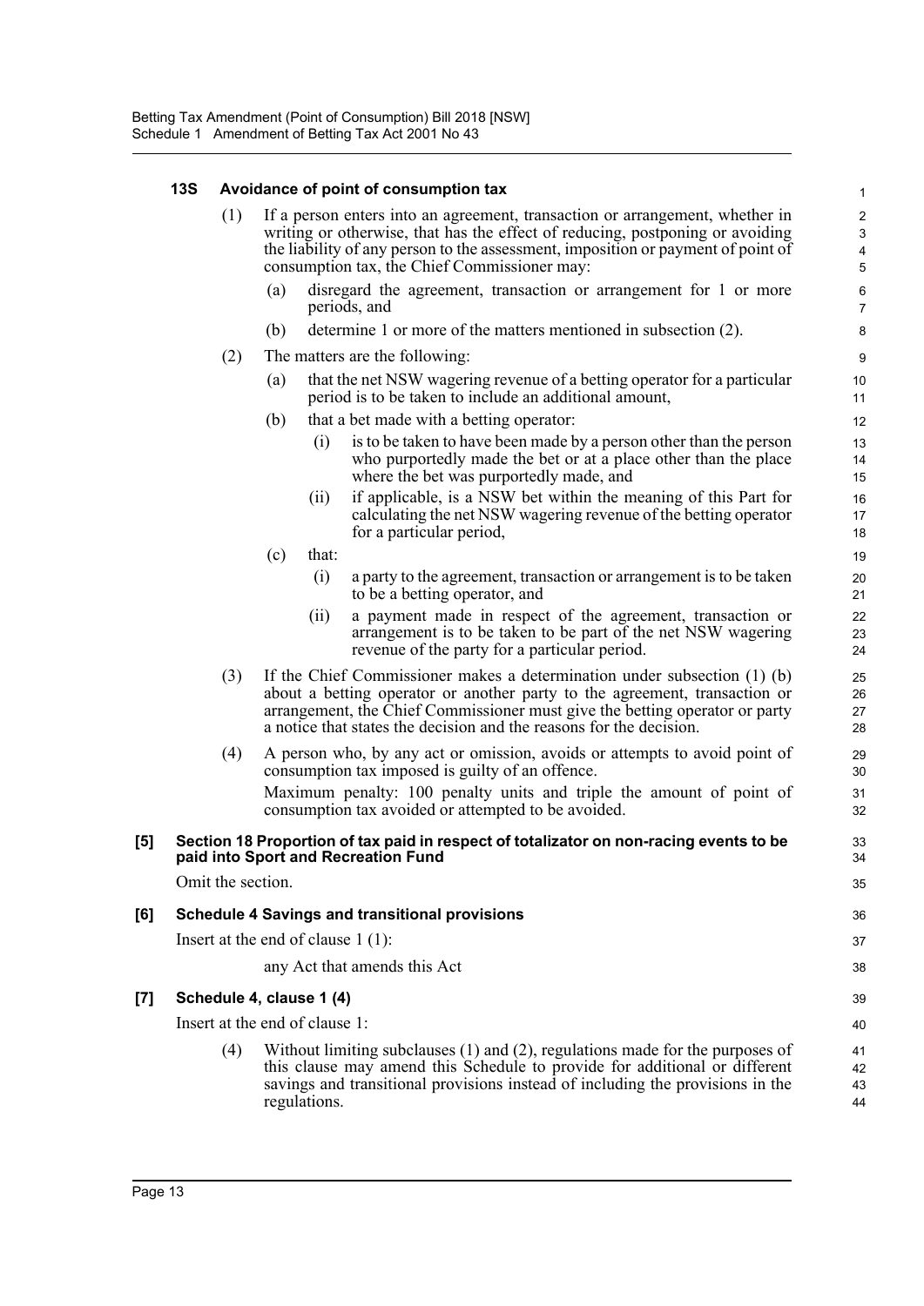#### 13S Avoidance of point of consumption tax

(1) If a person enters into an agreement, transaction or arrangement, whether in writing or otherwise, that has the effect of reducing, postponing or avoiding the liability of any person to the assessment, imposition or payment of point of consumption tax, the Chief Commissioner may:

(a) disregard the agreement, transaction or arrangement for 1 or more periods, and

(b) determine 1 or more of the matters mentioned in subsection (2).

(2) The matters are the following:

(a) that the net NSW wagering revenue of a betting operator for a particular period is to be taken to include an additional amount,

(b) that a bet made with a betting operator:

(i) is to be taken to have been made by a person other than the person who purportedly made the bet or at a place other than the place where the bet was purportedly made, and

(ii) if applicable, is a NSW bet within the meaning of this Part for calculating the net NSW wagering revenue of the betting operator for a particular period,

(c) that:

(i) a party to the agreement, transaction or arrangement is to be taken to be a betting operator, and

(ii) a payment made in respect of the agreement, transaction or arrangement is to be taken to be part of the net NSW wagering revenue of the party for a particular period.

(3) If the Chief Commissioner makes a determination under subsection (1) (b) about a betting operator or another party to the agreement, transaction or arrangement, the Chief Commissioner must give the betting operator or party a notice that states the decision and the reasons for the decision.

(4) A person who, by any act or omission, avoids or attempts to avoid point of consumption tax imposed is guilty of an offence.

Maximum penalty: 100 penalty units and triple the amount of point of consumption tax avoided or attempted to be avoided.

### [5] Section 18 Proportion of tax paid in respect of totalizator on non-racing events to be paid into Sport and Recreation Fund

Omit the section.

### [6] Schedule 4 Savings and transitional provisions

Insert at the end of clause 1 (1):

any Act that amends this Act

### [7] Schedule 4, clause 1 (4)

Insert at the end of clause 1:

(4) Without limiting subclauses (1) and (2), regulations made for the purposes of this clause may amend this Schedule to provide for additional or different savings and transitional provisions instead of including the provisions in the regulations.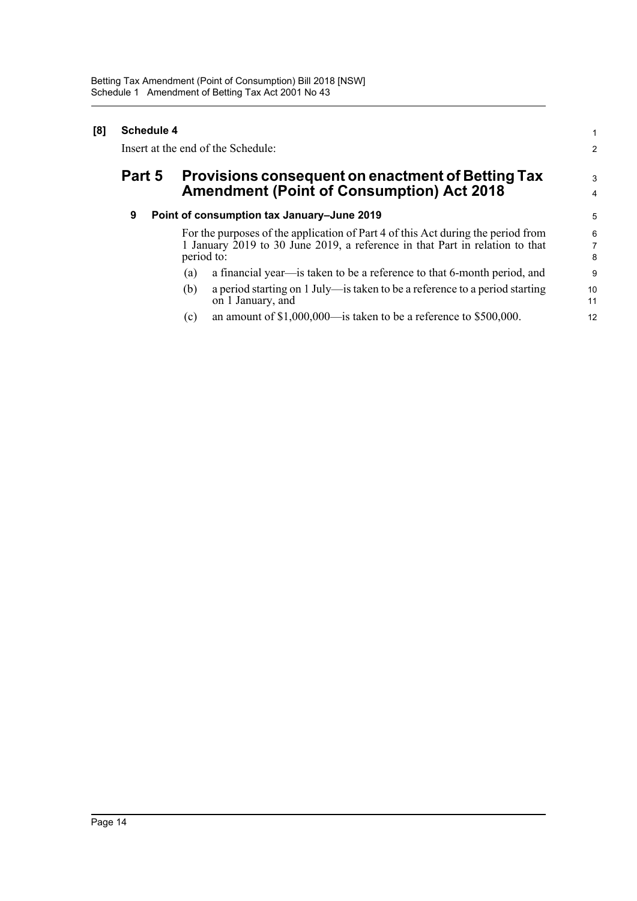**[8] Schedule 4**

Insert at the end of the Schedule:

## Part 5 Provisions consequent on enactment of Betting Tax Amendment (Point of Consumption) Act 2018

### 9 Point of consumption tax January–June 2019

For the purposes of the application of Part 4 of this Act during the period from 1 January 2019 to 30 June 2019, a reference in that Part in relation to that period to:

(a) a financial year—is taken to be a reference to that 6-month period, and

(b) a period starting on 1 July—is taken to be a reference to a period starting on 1 January, and

(c) an amount of $1,000,000—is taken to be a reference to $500,000.